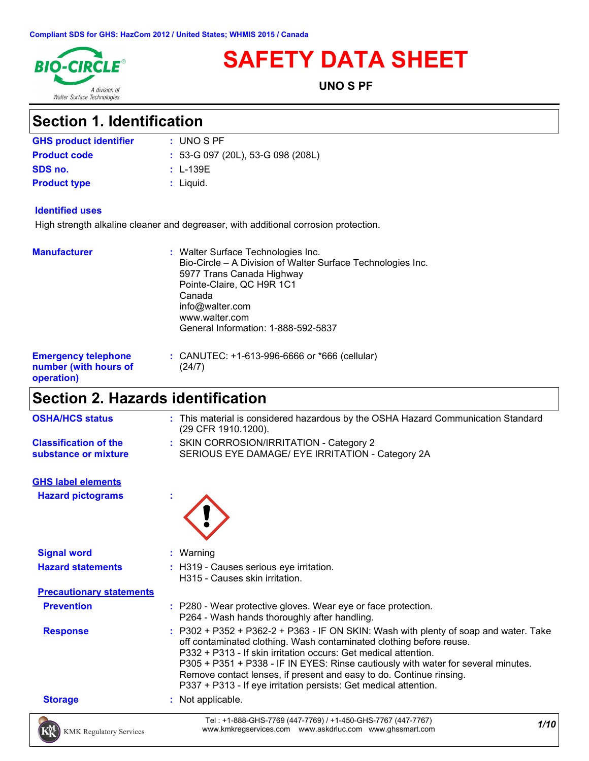Compliant SDS for GHS: HazCom 2012 / United States; WHMIS 2015 / Canada

# SAFETY DATA SHEET

**UNO S PF**

## Section 1. Identification

| | |
|---|---|
| **GHS product identifier** | : UNO S PF |
| **Product code** | : 53-G 097 (20L), 53-G 098 (208L) |
| **SDS no.** | : L-139E |
| **Product type** | : Liquid. |

**Identified uses**

High strength alkaline cleaner and degreaser, with additional corrosion protection.

**Manufacturer** : Walter Surface Technologies Inc.
Bio-Circle – A Division of Walter Surface Technologies Inc.
5977 Trans Canada Highway
Pointe-Claire, QC H9R 1C1
Canada
info@walter.com
www.walter.com
General Information: 1-888-592-5837

**Emergency telephone number (with hours of operation)** : CANUTEC: +1-613-996-6666 or *666 (cellular) (24/7)

## Section 2. Hazards identification

**OSHA/HCS status** : This material is considered hazardous by the OSHA Hazard Communication Standard (29 CFR 1910.1200).

**Classification of the substance or mixture** : SKIN CORROSION/IRRITATION - Category 2
SERIOUS EYE DAMAGE/ EYE IRRITATION - Category 2A

**GHS label elements**

**Hazard pictograms** :

**Signal word** : Warning

**Hazard statements** : H319 - Causes serious eye irritation.
H315 - Causes skin irritation.

**Precautionary statements**

**Prevention** : P280 - Wear protective gloves. Wear eye or face protection.
P264 - Wash hands thoroughly after handling.

**Response** : P302 + P352 + P362-2 + P363 - IF ON SKIN: Wash with plenty of soap and water. Take off contaminated clothing. Wash contaminated clothing before reuse.
P332 + P313 - If skin irritation occurs: Get medical attention.
P305 + P351 + P338 - IF IN EYES: Rinse cautiously with water for several minutes. Remove contact lenses, if present and easy to do. Continue rinsing.
P337 + P313 - If eye irritation persists: Get medical attention.

**Storage** : Not applicable.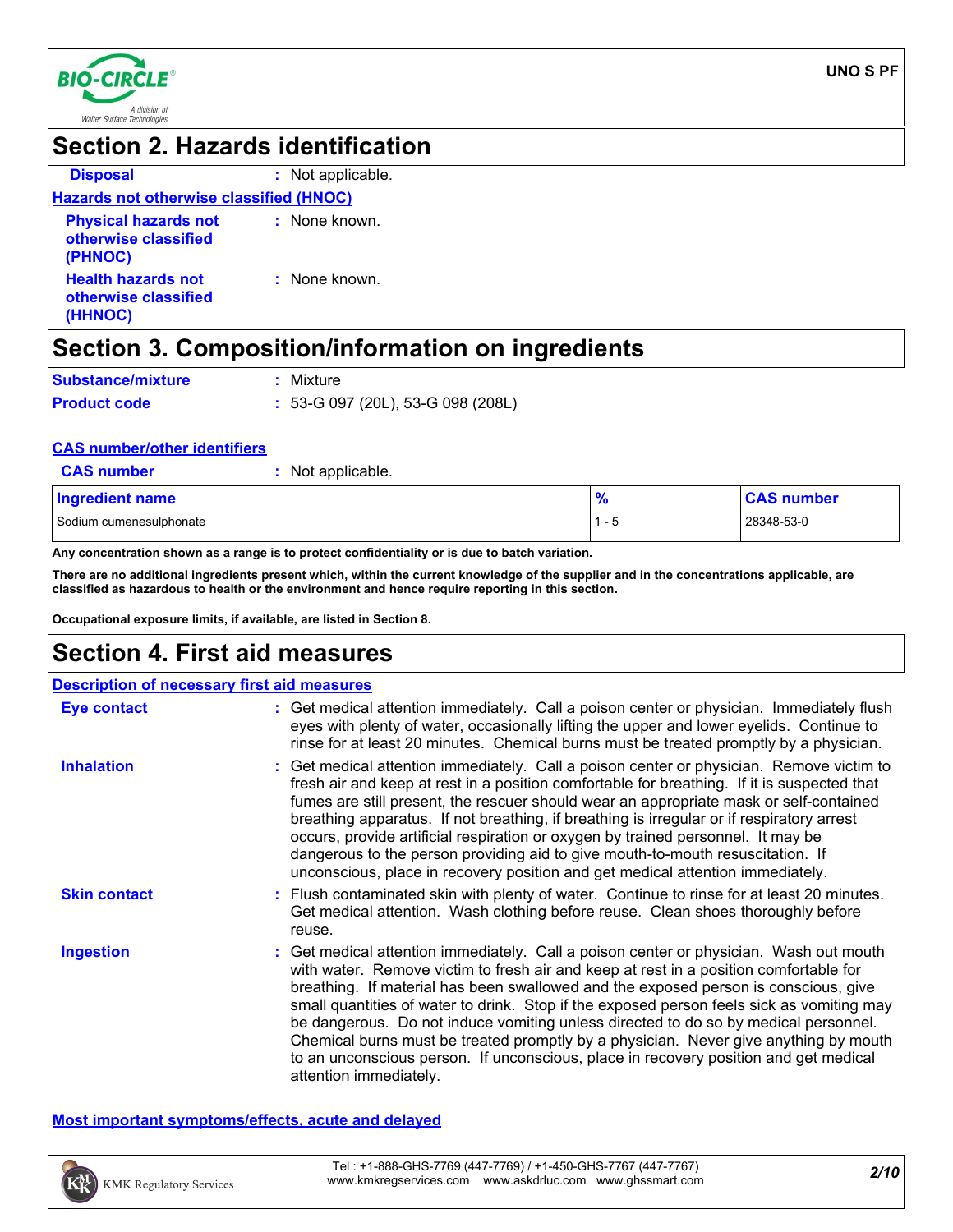## Section 2. Hazards identification

**Disposal** : Not applicable.

**Hazards not otherwise classified (HNOC)**

**Physical hazards not otherwise classified (PHNOC)** : None known.

**Health hazards not otherwise classified (HHNOC)** : None known.

## Section 3. Composition/information on ingredients

**Substance/mixture** : Mixture

**Product code** : 53-G 097 (20L), 53-G 098 (208L)

**CAS number/other identifiers**

**CAS number** : Not applicable.

| Ingredient name | % | CAS number |
|---|---|---|
| Sodium cumenesulphonate | 1 - 5 | 28348-53-0 |

**Any concentration shown as a range is to protect confidentiality or is due to batch variation.**

**There are no additional ingredients present which, within the current knowledge of the supplier and in the concentrations applicable, are classified as hazardous to health or the environment and hence require reporting in this section.**

**Occupational exposure limits, if available, are listed in Section 8.**

## Section 4. First aid measures

**Description of necessary first aid measures**

**Eye contact** : Get medical attention immediately. Call a poison center or physician. Immediately flush eyes with plenty of water, occasionally lifting the upper and lower eyelids. Continue to rinse for at least 20 minutes. Chemical burns must be treated promptly by a physician.

**Inhalation** : Get medical attention immediately. Call a poison center or physician. Remove victim to fresh air and keep at rest in a position comfortable for breathing. If it is suspected that fumes are still present, the rescuer should wear an appropriate mask or self-contained breathing apparatus. If not breathing, if breathing is irregular or if respiratory arrest occurs, provide artificial respiration or oxygen by trained personnel. It may be dangerous to the person providing aid to give mouth-to-mouth resuscitation. If unconscious, place in recovery position and get medical attention immediately.

**Skin contact** : Flush contaminated skin with plenty of water. Continue to rinse for at least 20 minutes. Get medical attention. Wash clothing before reuse. Clean shoes thoroughly before reuse.

**Ingestion** : Get medical attention immediately. Call a poison center or physician. Wash out mouth with water. Remove victim to fresh air and keep at rest in a position comfortable for breathing. If material has been swallowed and the exposed person is conscious, give small quantities of water to drink. Stop if the exposed person feels sick as vomiting may be dangerous. Do not induce vomiting unless directed to do so by medical personnel. Chemical burns must be treated promptly by a physician. Never give anything by mouth to an unconscious person. If unconscious, place in recovery position and get medical attention immediately.

**Most important symptoms/effects, acute and delayed**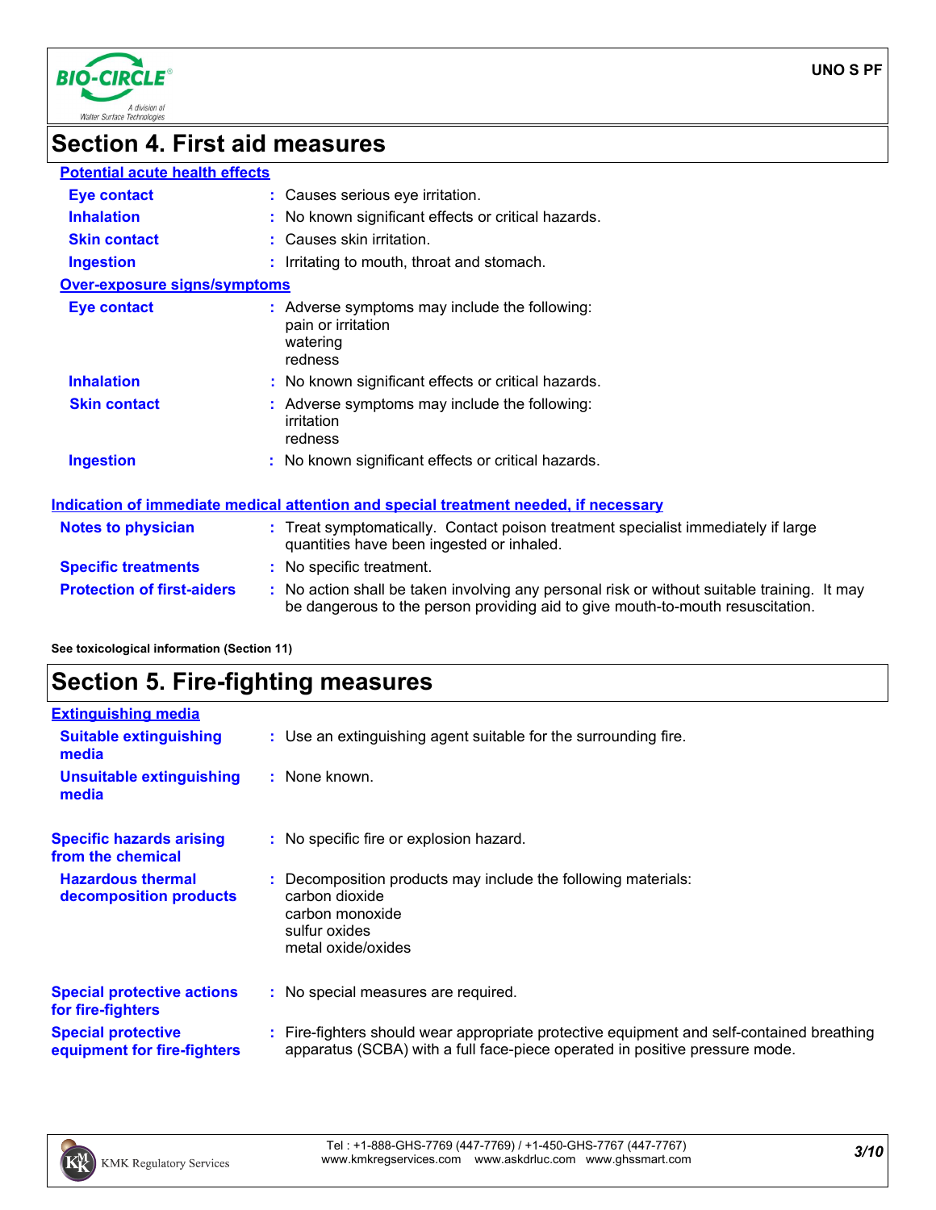# Section 4. First aid measures

**Potential acute health effects**

| | |
|---|---|
| **Eye contact** | : Causes serious eye irritation. |
| **Inhalation** | : No known significant effects or critical hazards. |
| **Skin contact** | : Causes skin irritation. |
| **Ingestion** | : Irritating to mouth, throat and stomach. |

**Over-exposure signs/symptoms**

| | |
|---|---|
| **Eye contact** | : Adverse symptoms may include the following: pain or irritation, watering, redness |
| **Inhalation** | : No known significant effects or critical hazards. |
| **Skin contact** | : Adverse symptoms may include the following: irritation, redness |
| **Ingestion** | : No known significant effects or critical hazards. |

**Indication of immediate medical attention and special treatment needed, if necessary**

| | |
|---|---|
| **Notes to physician** | : Treat symptomatically. Contact poison treatment specialist immediately if large quantities have been ingested or inhaled. |
| **Specific treatments** | : No specific treatment. |
| **Protection of first-aiders** | : No action shall be taken involving any personal risk or without suitable training. It may be dangerous to the person providing aid to give mouth-to-mouth resuscitation. |

**See toxicological information (Section 11)**

# Section 5. Fire-fighting measures

**Extinguishing media**

| | |
|---|---|
| **Suitable extinguishing media** | : Use an extinguishing agent suitable for the surrounding fire. |
| **Unsuitable extinguishing media** | : None known. |

| | |
|---|---|
| **Specific hazards arising from the chemical** | : No specific fire or explosion hazard. |
| **Hazardous thermal decomposition products** | : Decomposition products may include the following materials: carbon dioxide, carbon monoxide, sulfur oxides, metal oxide/oxides |
| **Special protective actions for fire-fighters** | : No special measures are required. |
| **Special protective equipment for fire-fighters** | : Fire-fighters should wear appropriate protective equipment and self-contained breathing apparatus (SCBA) with a full face-piece operated in positive pressure mode. |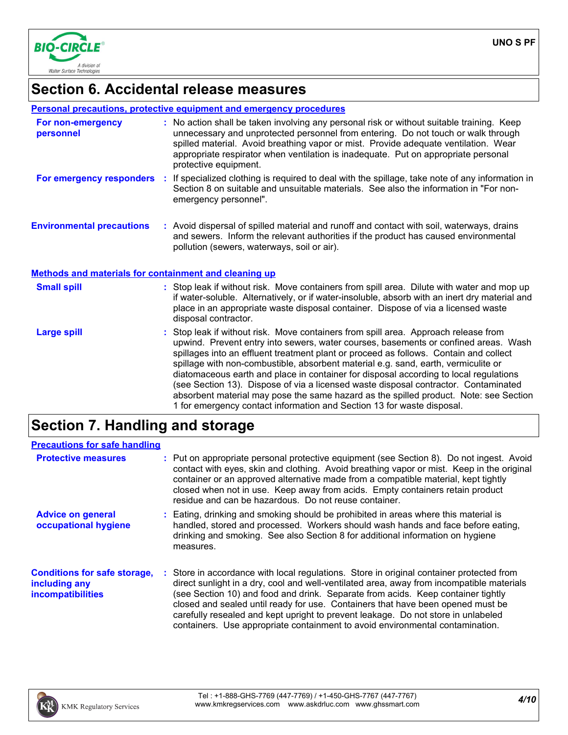## Section 6. Accidental release measures

### Personal precautions, protective equipment and emergency procedures

**For non-emergency personnel** : No action shall be taken involving any personal risk or without suitable training. Keep unnecessary and unprotected personnel from entering. Do not touch or walk through spilled material. Avoid breathing vapor or mist. Provide adequate ventilation. Wear appropriate respirator when ventilation is inadequate. Put on appropriate personal protective equipment.

**For emergency responders** : If specialized clothing is required to deal with the spillage, take note of any information in Section 8 on suitable and unsuitable materials. See also the information in "For non-emergency personnel".

**Environmental precautions** : Avoid dispersal of spilled material and runoff and contact with soil, waterways, drains and sewers. Inform the relevant authorities if the product has caused environmental pollution (sewers, waterways, soil or air).

### Methods and materials for containment and cleaning up

**Small spill** : Stop leak if without risk. Move containers from spill area. Dilute with water and mop up if water-soluble. Alternatively, or if water-insoluble, absorb with an inert dry material and place in an appropriate waste disposal container. Dispose of via a licensed waste disposal contractor.

**Large spill** : Stop leak if without risk. Move containers from spill area. Approach release from upwind. Prevent entry into sewers, water courses, basements or confined areas. Wash spillages into an effluent treatment plant or proceed as follows. Contain and collect spillage with non-combustible, absorbent material e.g. sand, earth, vermiculite or diatomaceous earth and place in container for disposal according to local regulations (see Section 13). Dispose of via a licensed waste disposal contractor. Contaminated absorbent material may pose the same hazard as the spilled product. Note: see Section 1 for emergency contact information and Section 13 for waste disposal.

## Section 7. Handling and storage

### Precautions for safe handling

**Protective measures** : Put on appropriate personal protective equipment (see Section 8). Do not ingest. Avoid contact with eyes, skin and clothing. Avoid breathing vapor or mist. Keep in the original container or an approved alternative made from a compatible material, kept tightly closed when not in use. Keep away from acids. Empty containers retain product residue and can be hazardous. Do not reuse container.

**Advice on general occupational hygiene** : Eating, drinking and smoking should be prohibited in areas where this material is handled, stored and processed. Workers should wash hands and face before eating, drinking and smoking. See also Section 8 for additional information on hygiene measures.

**Conditions for safe storage, including any incompatibilities** : Store in accordance with local regulations. Store in original container protected from direct sunlight in a dry, cool and well-ventilated area, away from incompatible materials (see Section 10) and food and drink. Separate from acids. Keep container tightly closed and sealed until ready for use. Containers that have been opened must be carefully resealed and kept upright to prevent leakage. Do not store in unlabeled containers. Use appropriate containment to avoid environmental contamination.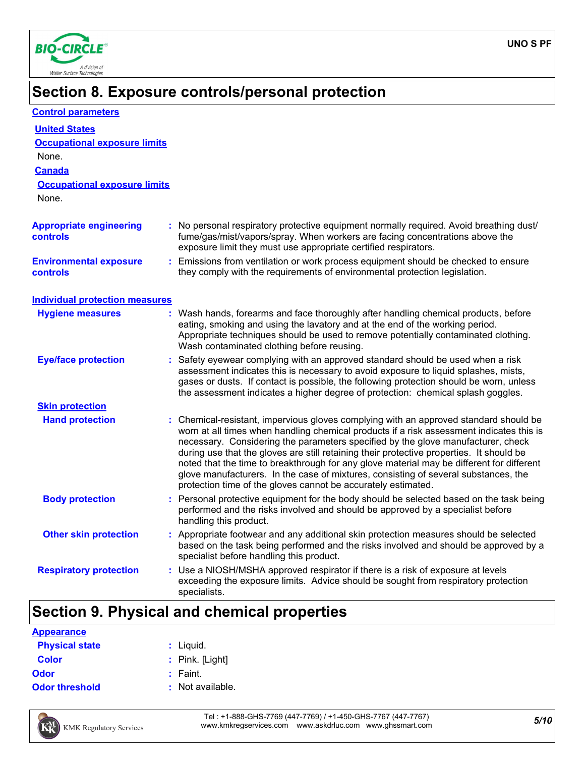## Section 8. Exposure controls/personal protection

**Control parameters**

**United States**

**Occupational exposure limits**

None.

**Canada**

**Occupational exposure limits**

None.

**Appropriate engineering controls** : No personal respiratory protective equipment normally required. Avoid breathing dust/ fume/gas/mist/vapors/spray. When workers are facing concentrations above the exposure limit they must use appropriate certified respirators.

**Environmental exposure controls** : Emissions from ventilation or work process equipment should be checked to ensure they comply with the requirements of environmental protection legislation.

**Individual protection measures**

**Hygiene measures** : Wash hands, forearms and face thoroughly after handling chemical products, before eating, smoking and using the lavatory and at the end of the working period. Appropriate techniques should be used to remove potentially contaminated clothing. Wash contaminated clothing before reusing.

**Eye/face protection** : Safety eyewear complying with an approved standard should be used when a risk assessment indicates this is necessary to avoid exposure to liquid splashes, mists, gases or dusts. If contact is possible, the following protection should be worn, unless the assessment indicates a higher degree of protection: chemical splash goggles.

**Skin protection**

**Hand protection** : Chemical-resistant, impervious gloves complying with an approved standard should be worn at all times when handling chemical products if a risk assessment indicates this is necessary. Considering the parameters specified by the glove manufacturer, check during use that the gloves are still retaining their protective properties. It should be noted that the time to breakthrough for any glove material may be different for different glove manufacturers. In the case of mixtures, consisting of several substances, the protection time of the gloves cannot be accurately estimated.

**Body protection** : Personal protective equipment for the body should be selected based on the task being performed and the risks involved and should be approved by a specialist before handling this product.

**Other skin protection** : Appropriate footwear and any additional skin protection measures should be selected based on the task being performed and the risks involved and should be approved by a specialist before handling this product.

**Respiratory protection** : Use a NIOSH/MSHA approved respirator if there is a risk of exposure at levels exceeding the exposure limits. Advice should be sought from respiratory protection specialists.

## Section 9. Physical and chemical properties

**Appearance**

**Physical state** : Liquid.

**Color** : Pink. [Light]

**Odor** : Faint.

**Odor threshold** : Not available.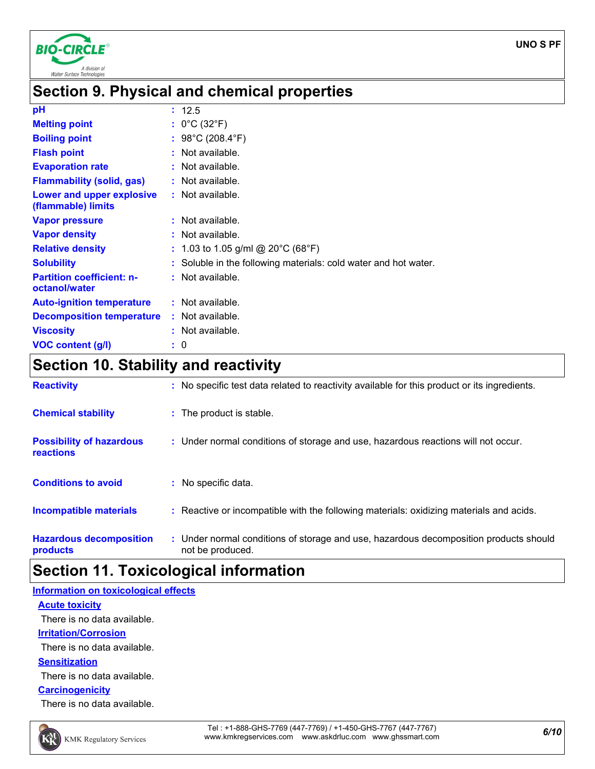## Section 9. Physical and chemical properties

| | |
|---|---|
| **pH** | : 12.5 |
| **Melting point** | : 0°C (32°F) |
| **Boiling point** | : 98°C (208.4°F) |
| **Flash point** | : Not available. |
| **Evaporation rate** | : Not available. |
| **Flammability (solid, gas)** | : Not available. |
| **Lower and upper explosive (flammable) limits** | : Not available. |
| **Vapor pressure** | : Not available. |
| **Vapor density** | : Not available. |
| **Relative density** | : 1.03 to 1.05 g/ml @ 20°C (68°F) |
| **Solubility** | : Soluble in the following materials: cold water and hot water. |
| **Partition coefficient: n-octanol/water** | : Not available. |
| **Auto-ignition temperature** | : Not available. |
| **Decomposition temperature** | : Not available. |
| **Viscosity** | : Not available. |
| **VOC content (g/l)** | : 0 |

## Section 10. Stability and reactivity

| | |
|---|---|
| **Reactivity** | : No specific test data related to reactivity available for this product or its ingredients. |
| **Chemical stability** | : The product is stable. |
| **Possibility of hazardous reactions** | : Under normal conditions of storage and use, hazardous reactions will not occur. |
| **Conditions to avoid** | : No specific data. |
| **Incompatible materials** | : Reactive or incompatible with the following materials: oxidizing materials and acids. |
| **Hazardous decomposition products** | : Under normal conditions of storage and use, hazardous decomposition products should not be produced. |

## Section 11. Toxicological information

**Information on toxicological effects**

**Acute toxicity**

There is no data available.

**Irritation/Corrosion**

There is no data available.

**Sensitization**

There is no data available.

**Carcinogenicity**

There is no data available.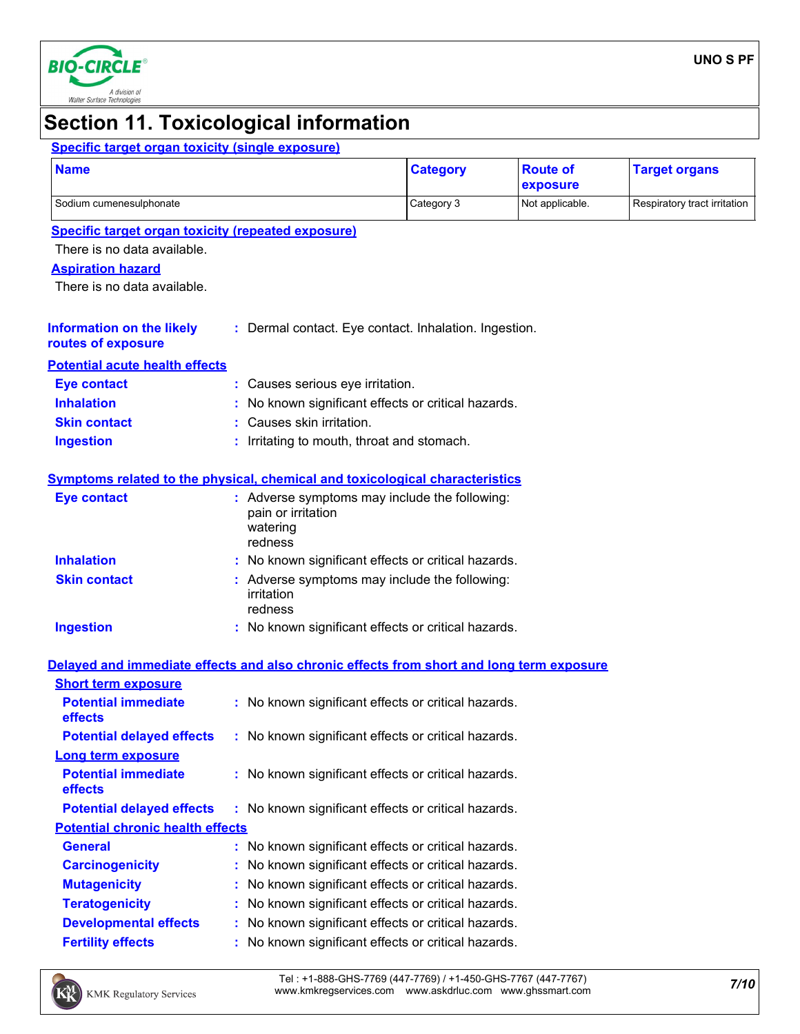# Section 11. Toxicological information

**Specific target organ toxicity (single exposure)**

| Name | Category | Route of exposure | Target organs |
|---|---|---|---|
| Sodium cumenesulphonate | Category 3 | Not applicable. | Respiratory tract irritation |

**Specific target organ toxicity (repeated exposure)**

There is no data available.

**Aspiration hazard**

There is no data available.

**Information on the likely routes of exposure** : Dermal contact. Eye contact. Inhalation. Ingestion.

**Potential acute health effects**

**Eye contact** : Causes serious eye irritation.

**Inhalation** : No known significant effects or critical hazards.

**Skin contact** : Causes skin irritation.

**Ingestion** : Irritating to mouth, throat and stomach.

**Symptoms related to the physical, chemical and toxicological characteristics**

**Eye contact** : Adverse symptoms may include the following:
pain or irritation
watering
redness

**Inhalation** : No known significant effects or critical hazards.

**Skin contact** : Adverse symptoms may include the following:
irritation
redness

**Ingestion** : No known significant effects or critical hazards.

**Delayed and immediate effects and also chronic effects from short and long term exposure**

**Short term exposure**

**Potential immediate effects** : No known significant effects or critical hazards.

**Potential delayed effects** : No known significant effects or critical hazards.

**Long term exposure**

**Potential immediate effects** : No known significant effects or critical hazards.

**Potential delayed effects** : No known significant effects or critical hazards.

**Potential chronic health effects**

**General** : No known significant effects or critical hazards.

**Carcinogenicity** : No known significant effects or critical hazards.

**Mutagenicity** : No known significant effects or critical hazards.

**Teratogenicity** : No known significant effects or critical hazards.

**Developmental effects** : No known significant effects or critical hazards.

**Fertility effects** : No known significant effects or critical hazards.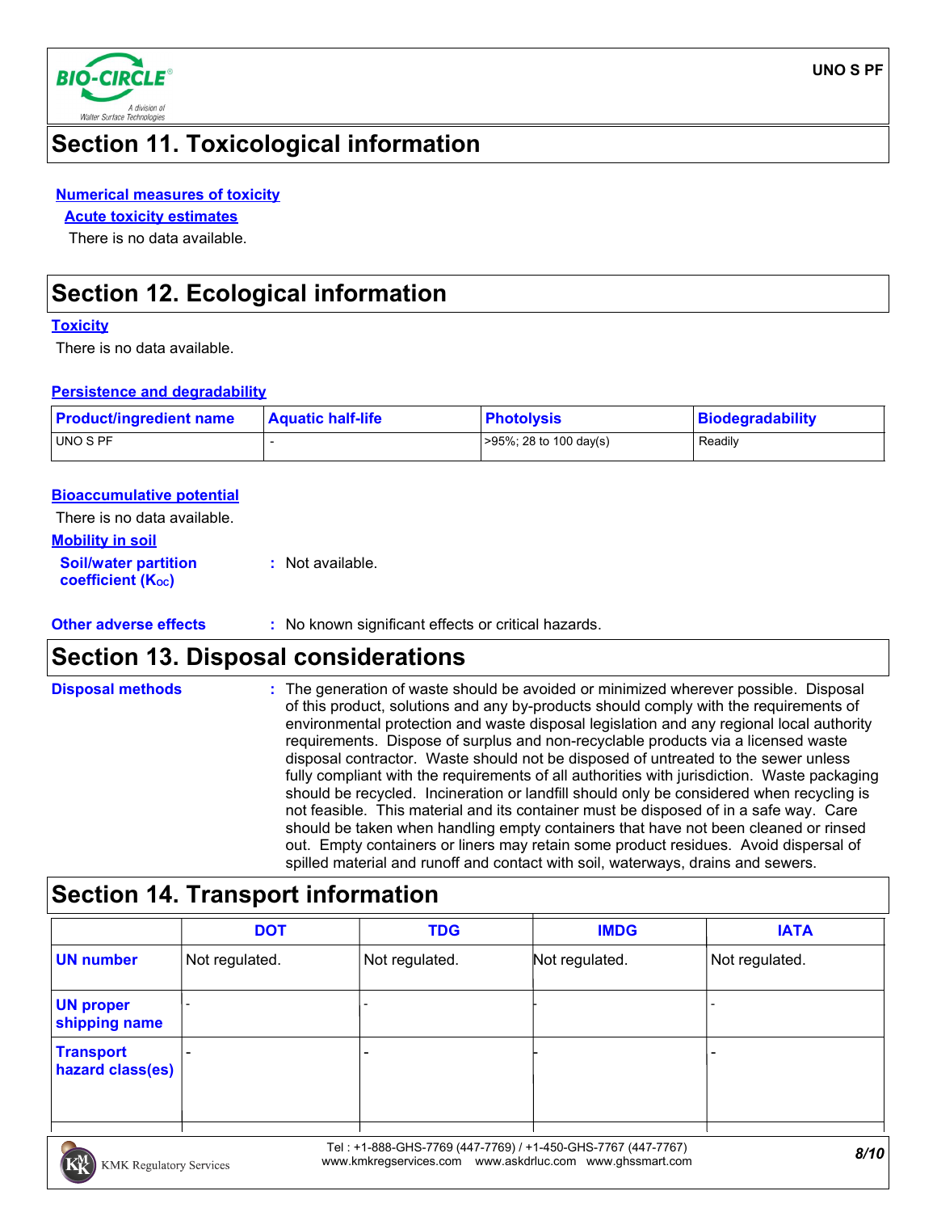# Section 11. Toxicological information

**Numerical measures of toxicity**

**Acute toxicity estimates**

There is no data available.

# Section 12. Ecological information

**Toxicity**

There is no data available.

**Persistence and degradability**

| Product/ingredient name | Aquatic half-life | Photolysis | Biodegradability |
|---|---|---|---|
| UNO S PF | - | >95%; 28 to 100 day(s) | Readily |

**Bioaccumulative potential**

There is no data available.

**Mobility in soil**

**Soil/water partition coefficient ($K_{OC}$)** : Not available.

**Other adverse effects** : No known significant effects or critical hazards.

# Section 13. Disposal considerations

**Disposal methods** : The generation of waste should be avoided or minimized wherever possible. Disposal of this product, solutions and any by-products should comply with the requirements of environmental protection and waste disposal legislation and any regional local authority requirements. Dispose of surplus and non-recyclable products via a licensed waste disposal contractor. Waste should not be disposed of untreated to the sewer unless fully compliant with the requirements of all authorities with jurisdiction. Waste packaging should be recycled. Incineration or landfill should only be considered when recycling is not feasible. This material and its container must be disposed of in a safe way. Care should be taken when handling empty containers that have not been cleaned or rinsed out. Empty containers or liners may retain some product residues. Avoid dispersal of spilled material and runoff and contact with soil, waterways, drains and sewers.

# Section 14. Transport information

| | DOT | TDG | IMDG | IATA |
|---|---|---|---|---|
| UN number | Not regulated. | Not regulated. | Not regulated. | Not regulated. |
| UN proper shipping name | - | - | - | - |
| Transport hazard class(es) | - | - | - | - |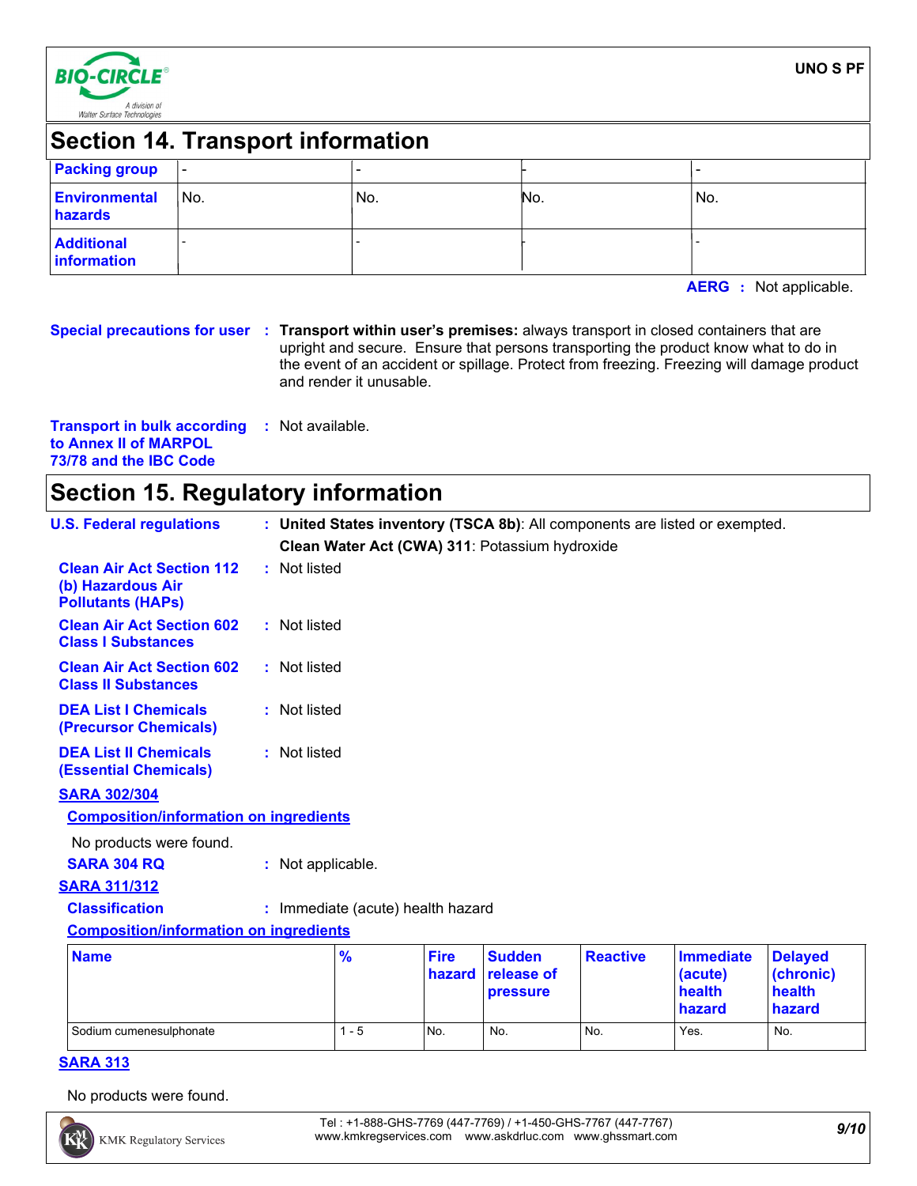## Section 14. Transport information

| | | | | |
|---|---|---|---|---|
| **Packing group** | - | - | - | - |
| **Environmental hazards** | No. | No. | No. | No. |
| **Additional information** | - | - | - | - |

**AERG** : Not applicable.

**Special precautions for user** : **Transport within user's premises:** always transport in closed containers that are upright and secure. Ensure that persons transporting the product know what to do in the event of an accident or spillage. Protect from freezing. Freezing will damage product and render it unusable.

**Transport in bulk according to Annex II of MARPOL 73/78 and the IBC Code** : Not available.

## Section 15. Regulatory information

**U.S. Federal regulations** : **United States inventory (TSCA 8b)**: All components are listed or exempted.
**Clean Water Act (CWA) 311**: Potassium hydroxide

**Clean Air Act Section 112 (b) Hazardous Air Pollutants (HAPs)** : Not listed

**Clean Air Act Section 602 Class I Substances** : Not listed

**Clean Air Act Section 602 Class II Substances** : Not listed

**DEA List I Chemicals (Precursor Chemicals)** : Not listed

**DEA List II Chemicals (Essential Chemicals)** : Not listed

**SARA 302/304**

**Composition/information on ingredients**

No products were found.

**SARA 304 RQ** : Not applicable.

**SARA 311/312**

**Classification** : Immediate (acute) health hazard

**Composition/information on ingredients**

| Name | % | Fire hazard | Sudden release of pressure | Reactive | Immediate (acute) health hazard | Delayed (chronic) health hazard |
|---|---|---|---|---|---|---|
| Sodium cumenesulphonate | 1 - 5 | No. | No. | No. | Yes. | No. |

**SARA 313**

No products were found.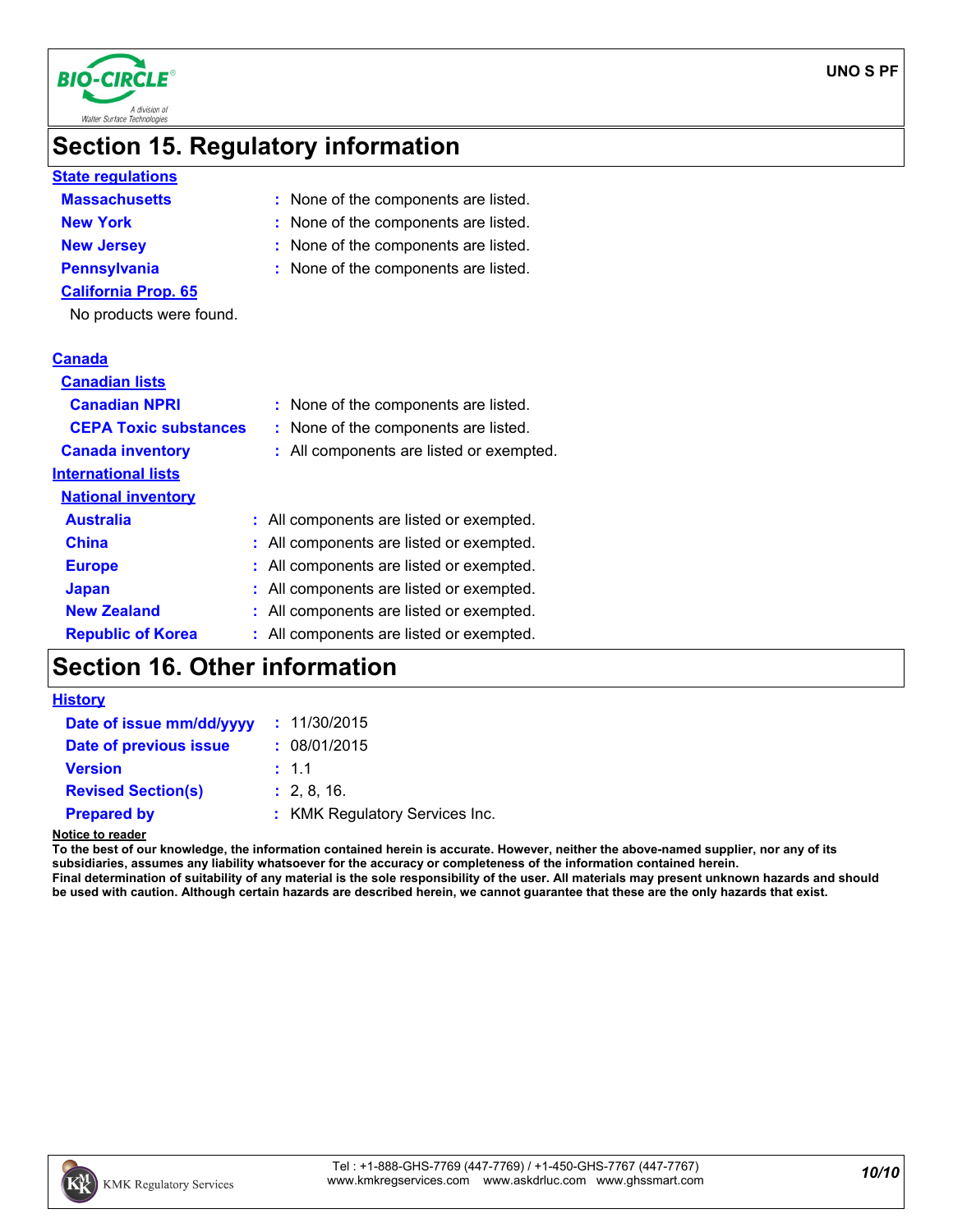## Section 15. Regulatory information

**State regulations**

**Massachusetts** : None of the components are listed.

**New York** : None of the components are listed.

**New Jersey** : None of the components are listed.

**Pennsylvania** : None of the components are listed.

**California Prop. 65**

No products were found.

**Canada**

**Canadian lists**

**Canadian NPRI** : None of the components are listed.

**CEPA Toxic substances** : None of the components are listed.

**Canada inventory** : All components are listed or exempted.

**International lists**

**National inventory**

**Australia** : All components are listed or exempted.

**China** : All components are listed or exempted.

**Europe** : All components are listed or exempted.

**Japan** : All components are listed or exempted.

**New Zealand** : All components are listed or exempted.

**Republic of Korea** : All components are listed or exempted.

## Section 16. Other information

**History**

**Date of issue mm/dd/yyyy** : 11/30/2015

**Date of previous issue** : 08/01/2015

**Version** : 1.1

**Revised Section(s)** : 2, 8, 16.

**Prepared by** : KMK Regulatory Services Inc.

**Notice to reader**

**To the best of our knowledge, the information contained herein is accurate. However, neither the above-named supplier, nor any of its subsidiaries, assumes any liability whatsoever for the accuracy or completeness of the information contained herein.**
**Final determination of suitability of any material is the sole responsibility of the user. All materials may present unknown hazards and should be used with caution. Although certain hazards are described herein, we cannot guarantee that these are the only hazards that exist.**